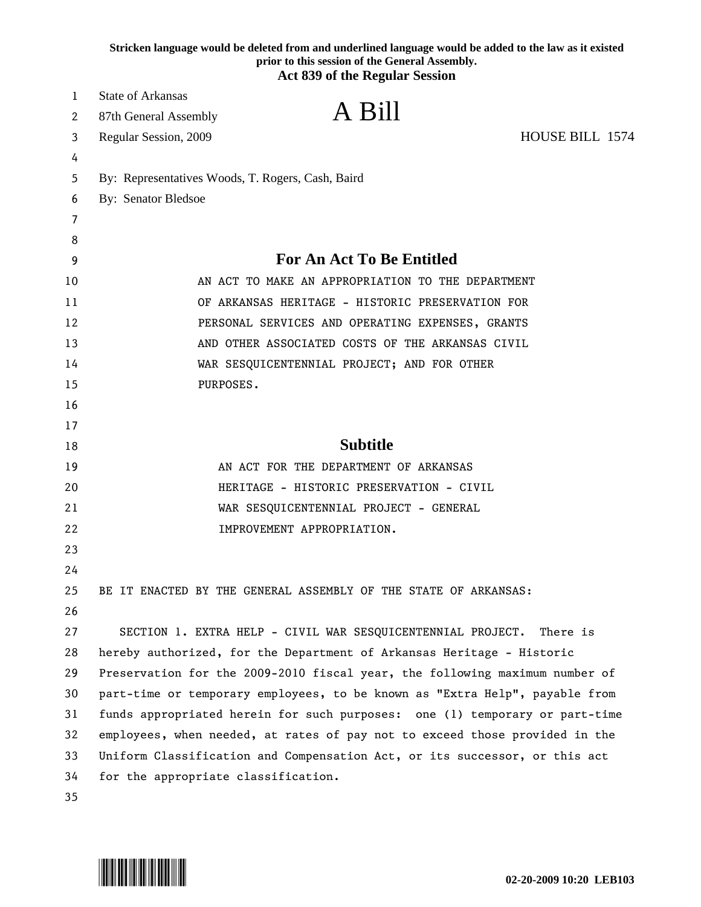Stricken language would be deleted from and underlined language would be added to the law as it existed prior to this session of the General Assembly.

**Act 839 of the Regular Session**

State of Arkansas
87th General Assembly
Regular Session, 2009

# A Bill

HOUSE BILL 1574

By: Representatives Woods, T. Rogers, Cash, Baird
By: Senator Bledsoe

## For An Act To Be Entitled

AN ACT TO MAKE AN APPROPRIATION TO THE DEPARTMENT OF ARKANSAS HERITAGE - HISTORIC PRESERVATION FOR PERSONAL SERVICES AND OPERATING EXPENSES, GRANTS AND OTHER ASSOCIATED COSTS OF THE ARKANSAS CIVIL WAR SESQUICENTENNIAL PROJECT; AND FOR OTHER PURPOSES.

## Subtitle

AN ACT FOR THE DEPARTMENT OF ARKANSAS HERITAGE - HISTORIC PRESERVATION - CIVIL WAR SESQUICENTENNIAL PROJECT - GENERAL IMPROVEMENT APPROPRIATION.

BE IT ENACTED BY THE GENERAL ASSEMBLY OF THE STATE OF ARKANSAS:

SECTION 1. EXTRA HELP - CIVIL WAR SESQUICENTENNIAL PROJECT. There is hereby authorized, for the Department of Arkansas Heritage - Historic Preservation for the 2009-2010 fiscal year, the following maximum number of part-time or temporary employees, to be known as "Extra Help", payable from funds appropriated herein for such purposes: one (1) temporary or part-time employees, when needed, at rates of pay not to exceed those provided in the Uniform Classification and Compensation Act, or its successor, or this act for the appropriate classification.

02-20-2009 10:20 LEB103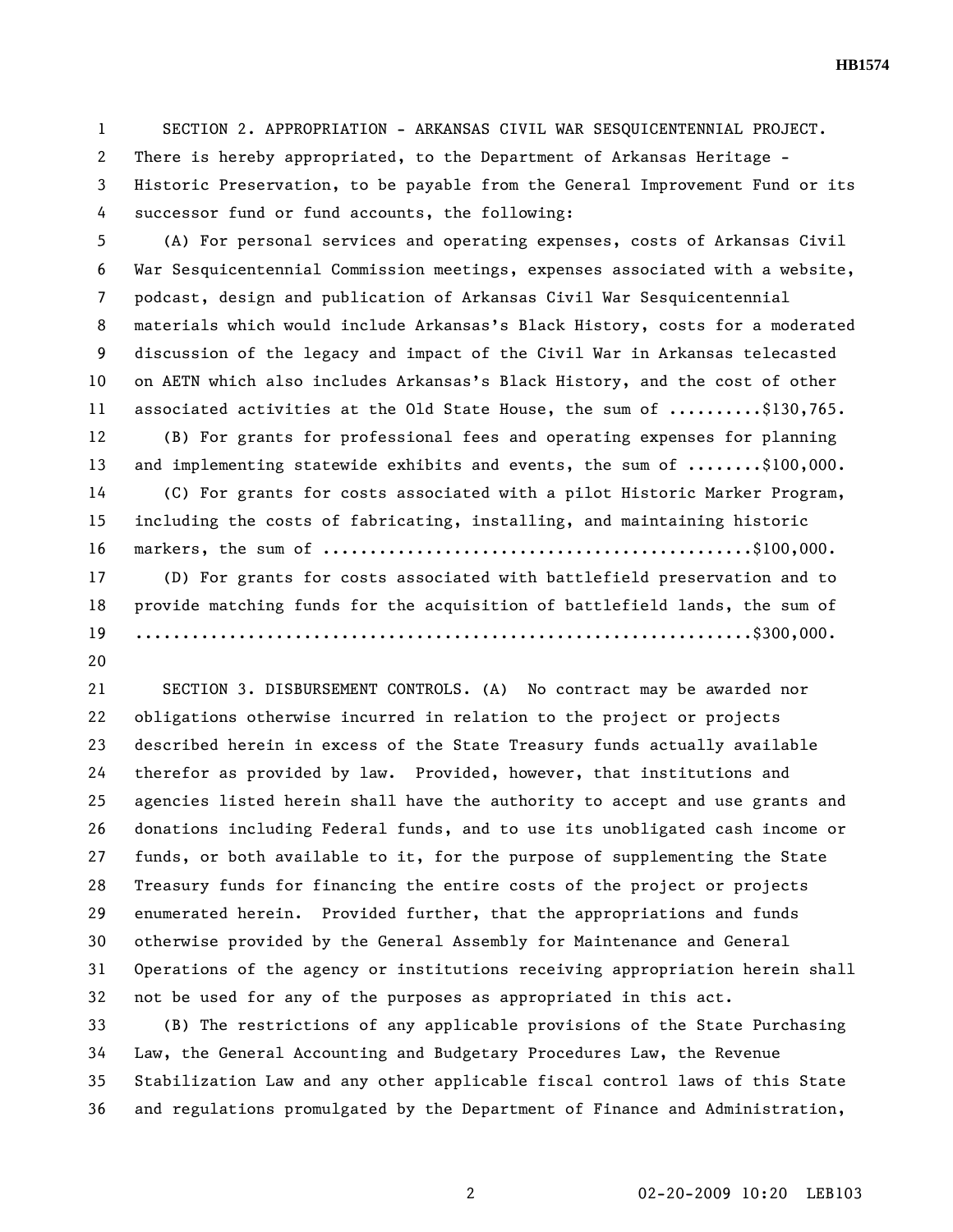SECTION 2. APPROPRIATION - ARKANSAS CIVIL WAR SESQUICENTENNIAL PROJECT. There is hereby appropriated, to the Department of Arkansas Heritage - Historic Preservation, to be payable from the General Improvement Fund or its successor fund or fund accounts, the following:

(A) For personal services and operating expenses, costs of Arkansas Civil War Sesquicentennial Commission meetings, expenses associated with a website, podcast, design and publication of Arkansas Civil War Sesquicentennial materials which would include Arkansas's Black History, costs for a moderated discussion of the legacy and impact of the Civil War in Arkansas telecasted on AETN which also includes Arkansas's Black History, and the cost of other associated activities at the Old State House, the sum of ..........$130,765.

(B) For grants for professional fees and operating expenses for planning and implementing statewide exhibits and events, the sum of ........$100,000.

(C) For grants for costs associated with a pilot Historic Marker Program, including the costs of fabricating, installing, and maintaining historic markers, the sum of ............................................$100,000.

(D) For grants for costs associated with battlefield preservation and to provide matching funds for the acquisition of battlefield lands, the sum of ..............................................................$300,000.

SECTION 3. DISBURSEMENT CONTROLS. (A) No contract may be awarded nor obligations otherwise incurred in relation to the project or projects described herein in excess of the State Treasury funds actually available therefor as provided by law. Provided, however, that institutions and agencies listed herein shall have the authority to accept and use grants and donations including Federal funds, and to use its unobligated cash income or funds, or both available to it, for the purpose of supplementing the State Treasury funds for financing the entire costs of the project or projects enumerated herein. Provided further, that the appropriations and funds otherwise provided by the General Assembly for Maintenance and General Operations of the agency or institutions receiving appropriation herein shall not be used for any of the purposes as appropriated in this act.

(B) The restrictions of any applicable provisions of the State Purchasing Law, the General Accounting and Budgetary Procedures Law, the Revenue Stabilization Law and any other applicable fiscal control laws of this State and regulations promulgated by the Department of Finance and Administration,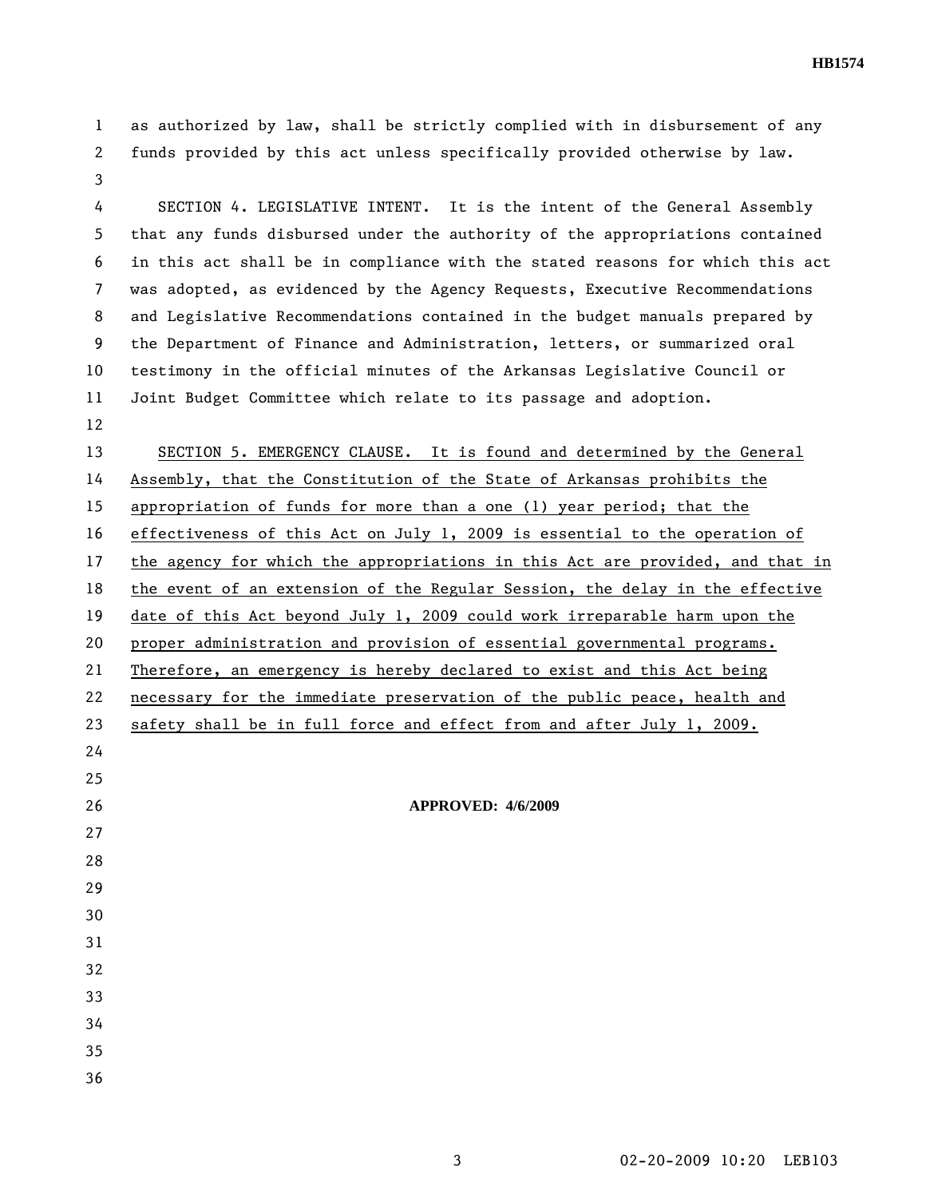as authorized by law, shall be strictly complied with in disbursement of any funds provided by this act unless specifically provided otherwise by law.

SECTION 4. LEGISLATIVE INTENT. It is the intent of the General Assembly that any funds disbursed under the authority of the appropriations contained in this act shall be in compliance with the stated reasons for which this act was adopted, as evidenced by the Agency Requests, Executive Recommendations and Legislative Recommendations contained in the budget manuals prepared by the Department of Finance and Administration, letters, or summarized oral testimony in the official minutes of the Arkansas Legislative Council or Joint Budget Committee which relate to its passage and adoption.

SECTION 5. EMERGENCY CLAUSE. It is found and determined by the General Assembly, that the Constitution of the State of Arkansas prohibits the appropriation of funds for more than a one (1) year period; that the effectiveness of this Act on July 1, 2009 is essential to the operation of the agency for which the appropriations in this Act are provided, and that in the event of an extension of the Regular Session, the delay in the effective date of this Act beyond July 1, 2009 could work irreparable harm upon the proper administration and provision of essential governmental programs. Therefore, an emergency is hereby declared to exist and this Act being necessary for the immediate preservation of the public peace, health and safety shall be in full force and effect from and after July 1, 2009.

**APPROVED: 4/6/2009**